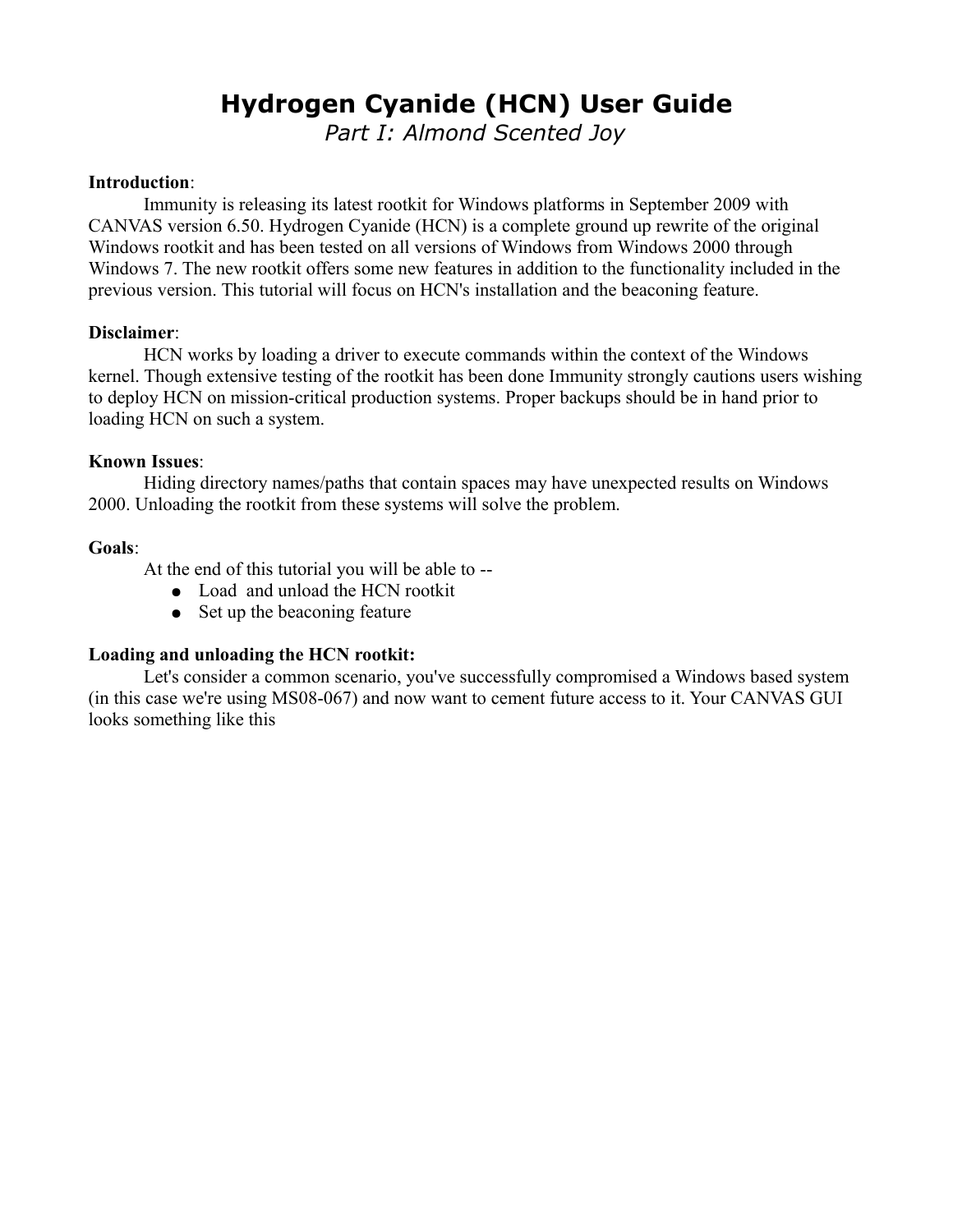# Hydrogen Cyanide (HCN) User Guide

*Part I: Almond Scented Joy*

**Introduction**:

Immunity is releasing its latest rootkit for Windows platforms in September 2009 with CANVAS version 6.50. Hydrogen Cyanide (HCN) is a complete ground up rewrite of the original Windows rootkit and has been tested on all versions of Windows from Windows 2000 through Windows 7. The new rootkit offers some new features in addition to the functionality included in the previous version. This tutorial will focus on HCN's installation and the beaconing feature.

**Disclaimer**:

HCN works by loading a driver to execute commands within the context of the Windows kernel. Though extensive testing of the rootkit has been done Immunity strongly cautions users wishing to deploy HCN on mission-critical production systems. Proper backups should be in hand prior to loading HCN on such a system.

**Known Issues**:

Hiding directory names/paths that contain spaces may have unexpected results on Windows 2000. Unloading the rootkit from these systems will solve the problem.

**Goals**:

At the end of this tutorial you will be able to --

- Load and unload the HCN rootkit
- Set up the beaconing feature

**Loading and unloading the HCN rootkit:**

Let's consider a common scenario, you've successfully compromised a Windows based system (in this case we're using MS08-067) and now want to cement future access to it. Your CANVAS GUI looks something like this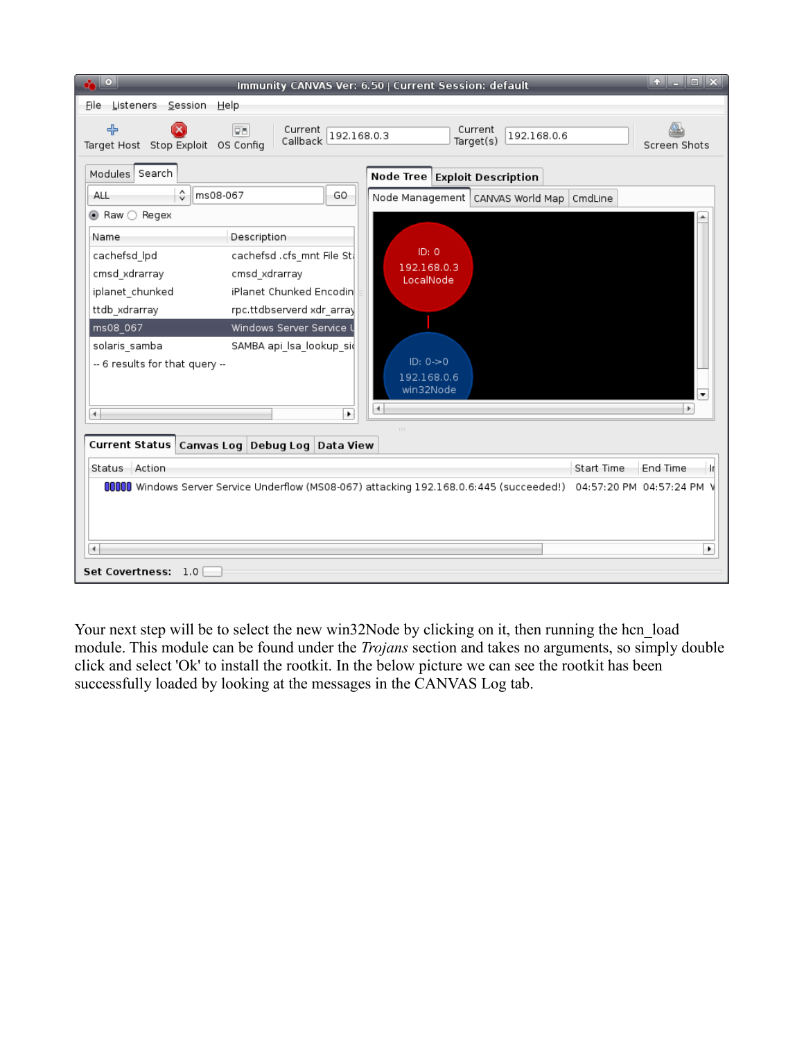Your next step will be to select the new win32Node by clicking on it, then running the hcn_load module. This module can be found under the *Trojans* section and takes no arguments, so simply double click and select 'Ok' to install the rootkit. In the below picture we can see the rootkit has been successfully loaded by looking at the messages in the CANVAS Log tab.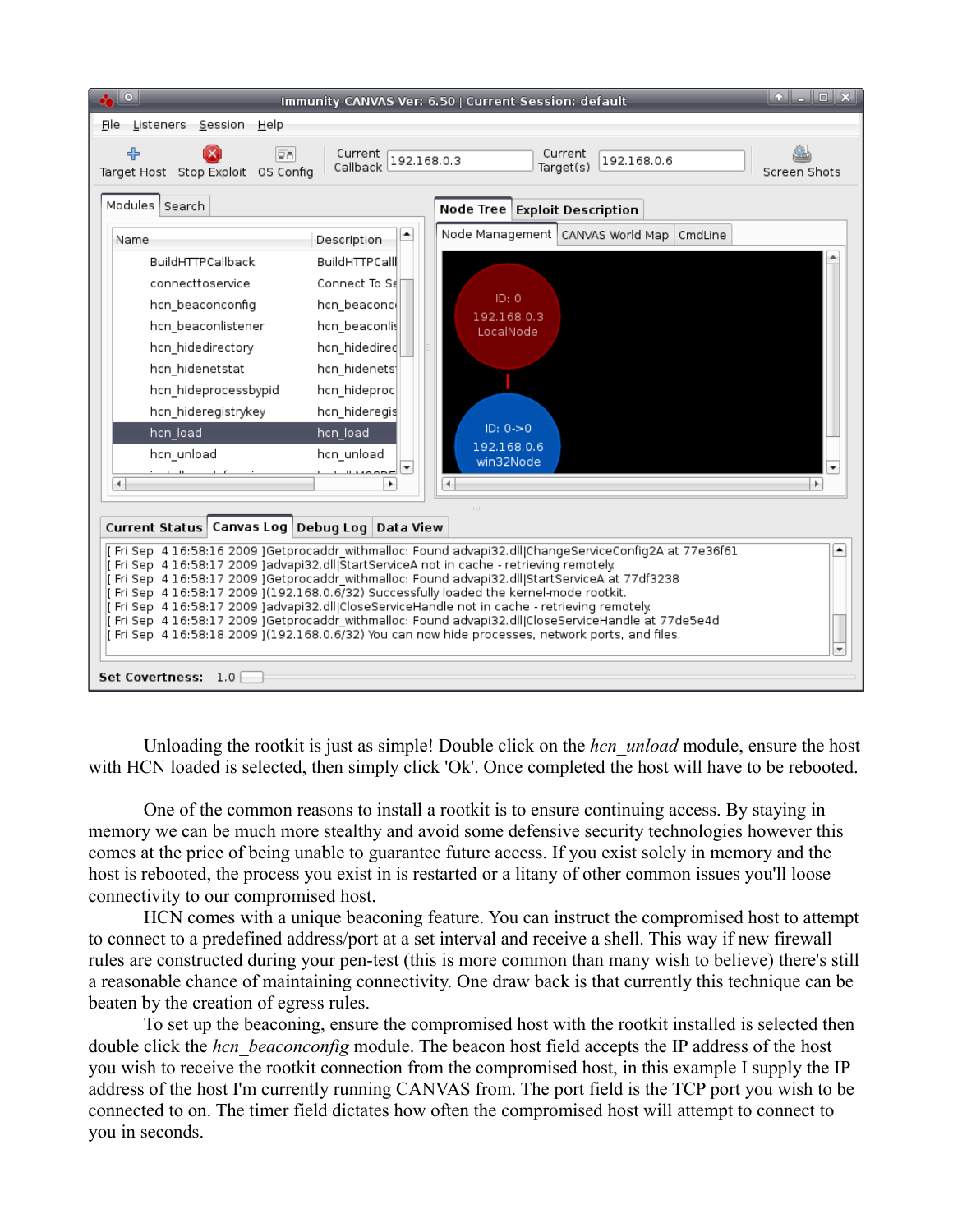Unloading the rootkit is just as simple! Double click on the *hcn_unload* module, ensure the host with HCN loaded is selected, then simply click 'Ok'. Once completed the host will have to be rebooted.

One of the common reasons to install a rootkit is to ensure continuing access. By staying in memory we can be much more stealthy and avoid some defensive security technologies however this comes at the price of being unable to guarantee future access. If you exist solely in memory and the host is rebooted, the process you exist in is restarted or a litany of other common issues you'll loose connectivity to our compromised host.

HCN comes with a unique beaconing feature. You can instruct the compromised host to attempt to connect to a predefined address/port at a set interval and receive a shell. This way if new firewall rules are constructed during your pen-test (this is more common than many wish to believe) there's still a reasonable chance of maintaining connectivity. One draw back is that currently this technique can be beaten by the creation of egress rules.

To set up the beaconing, ensure the compromised host with the rootkit installed is selected then double click the *hcn_beaconconfig* module. The beacon host field accepts the IP address of the host you wish to receive the rootkit connection from the compromised host, in this example I supply the IP address of the host I'm currently running CANVAS from. The port field is the TCP port you wish to be connected to on. The timer field dictates how often the compromised host will attempt to connect to you in seconds.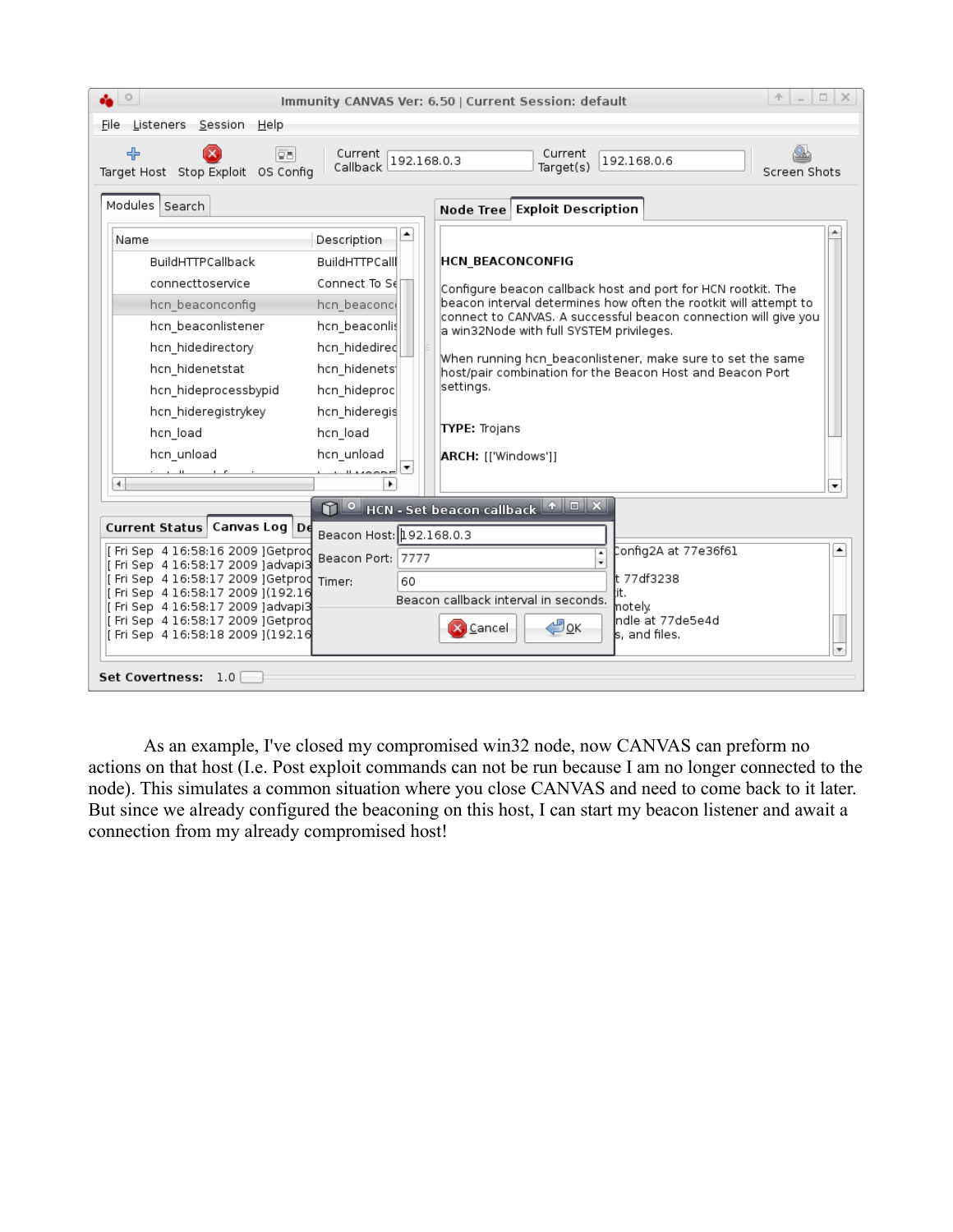As an example, I've closed my compromised win32 node, now CANVAS can preform no actions on that host (I.e. Post exploit commands can not be run because I am no longer connected to the node). This simulates a common situation where you close CANVAS and need to come back to it later. But since we already configured the beaconing on this host, I can start my beacon listener and await a connection from my already compromised host!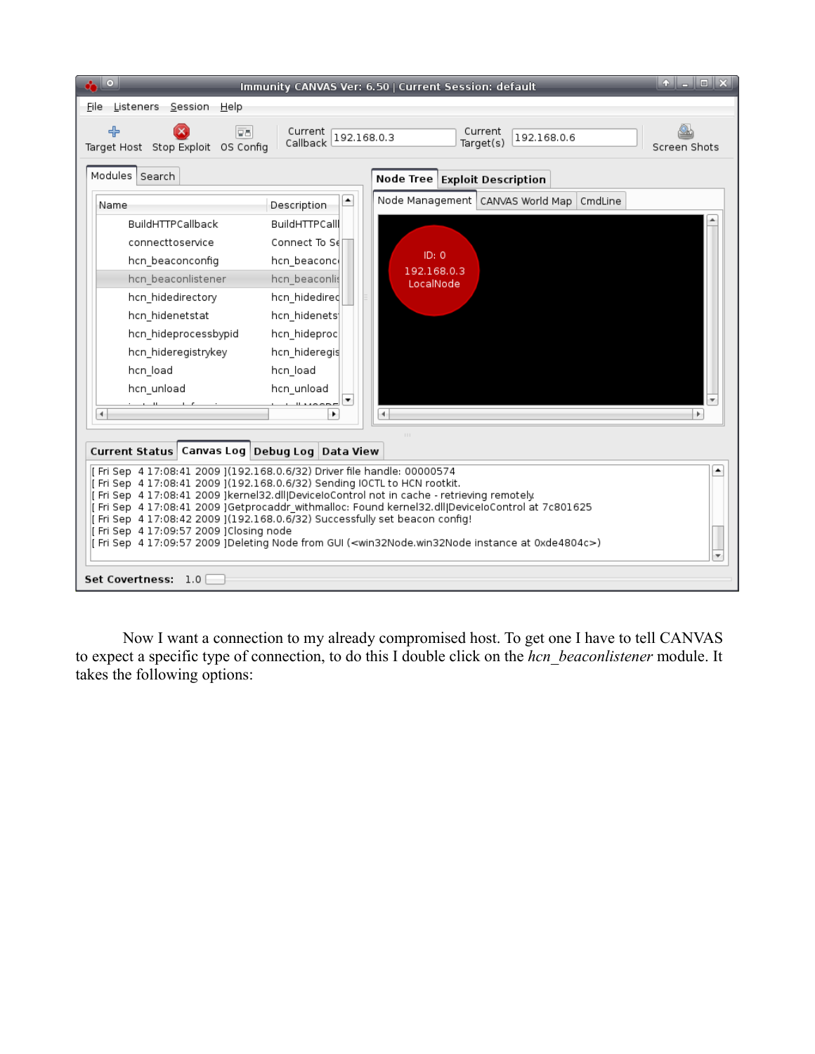Now I want a connection to my already compromised host. To get one I have to tell CANVAS to expect a specific type of connection, to do this I double click on the *hcn_beaconlistener* module. It takes the following options: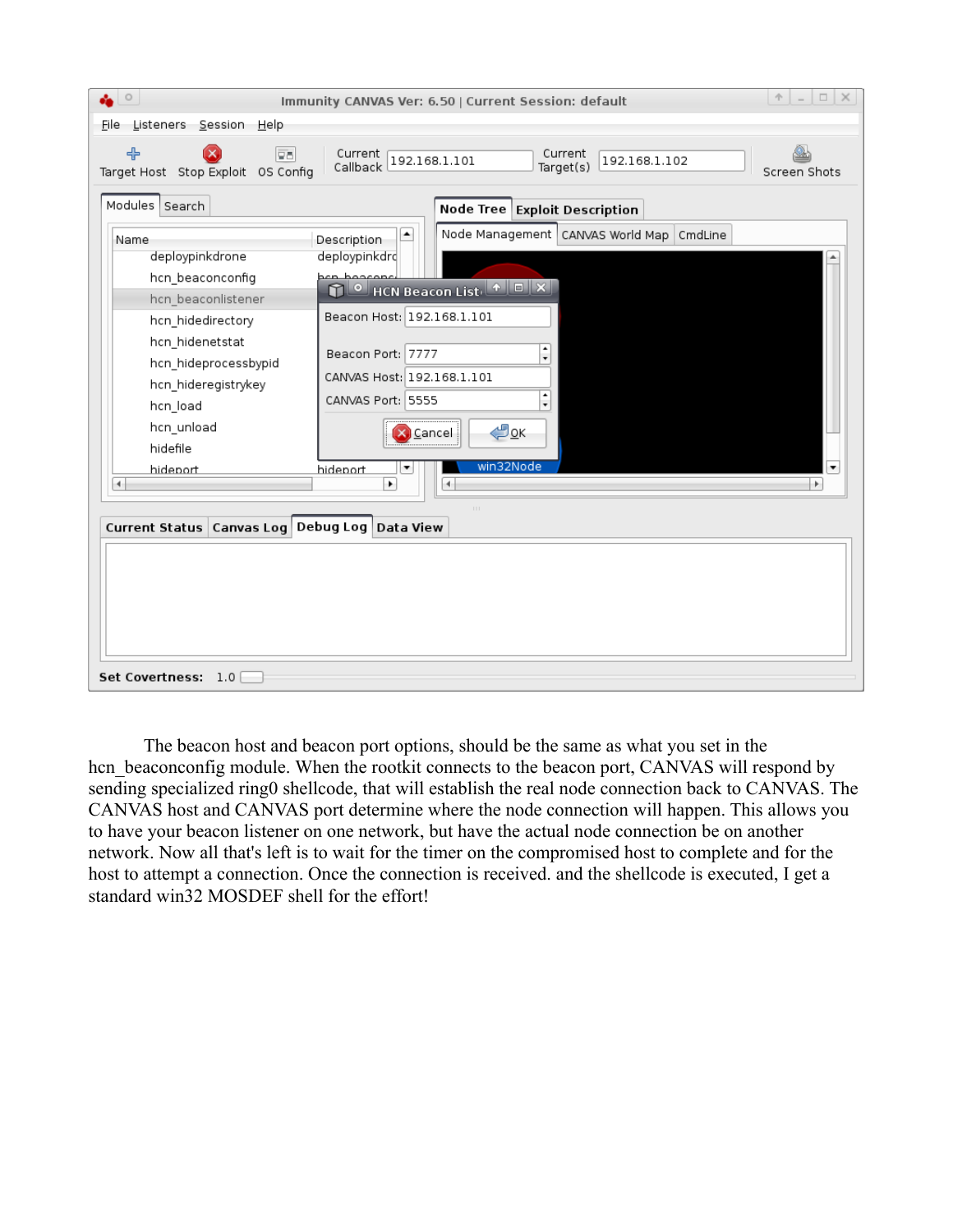The beacon host and beacon port options, should be the same as what you set in the hcn_beaconconfig module. When the rootkit connects to the beacon port, CANVAS will respond by sending specialized ring0 shellcode, that will establish the real node connection back to CANVAS. The CANVAS host and CANVAS port determine where the node connection will happen. This allows you to have your beacon listener on one network, but have the actual node connection be on another network. Now all that's left is to wait for the timer on the compromised host to complete and for the host to attempt a connection. Once the connection is received. and the shellcode is executed, I get a standard win32 MOSDEF shell for the effort!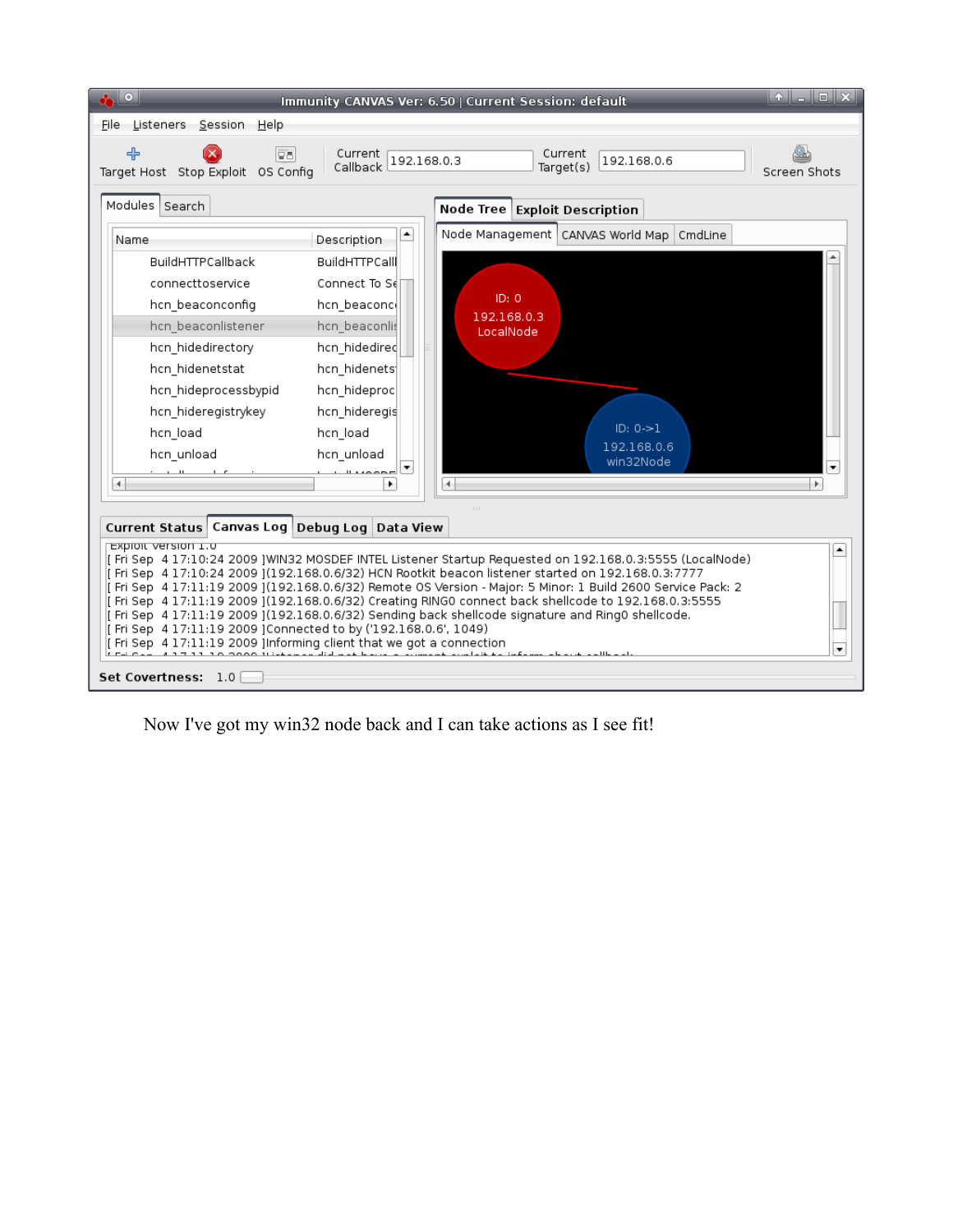Now I've got my win32 node back and I can take actions as I see fit!